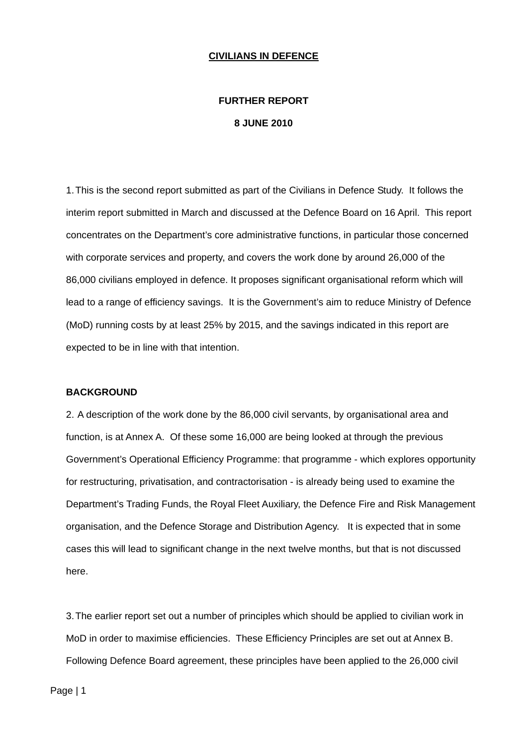**CIVILIANS IN DEFENCE**

**FURTHER REPORT**

**8 JUNE 2010**

1. This is the second report submitted as part of the Civilians in Defence Study. It follows the interim report submitted in March and discussed at the Defence Board on 16 April. This report concentrates on the Department's core administrative functions, in particular those concerned with corporate services and property, and covers the work done by around 26,000 of the 86,000 civilians employed in defence. It proposes significant organisational reform which will lead to a range of efficiency savings. It is the Government's aim to reduce Ministry of Defence (MoD) running costs by at least 25% by 2015, and the savings indicated in this report are expected to be in line with that intention.

**BACKGROUND**

2. A description of the work done by the 86,000 civil servants, by organisational area and function, is at Annex A. Of these some 16,000 are being looked at through the previous Government's Operational Efficiency Programme: that programme - which explores opportunity for restructuring, privatisation, and contractorisation - is already being used to examine the Department's Trading Funds, the Royal Fleet Auxiliary, the Defence Fire and Risk Management organisation, and the Defence Storage and Distribution Agency. It is expected that in some cases this will lead to significant change in the next twelve months, but that is not discussed here.

3. The earlier report set out a number of principles which should be applied to civilian work in MoD in order to maximise efficiencies. These Efficiency Principles are set out at Annex B. Following Defence Board agreement, these principles have been applied to the 26,000 civil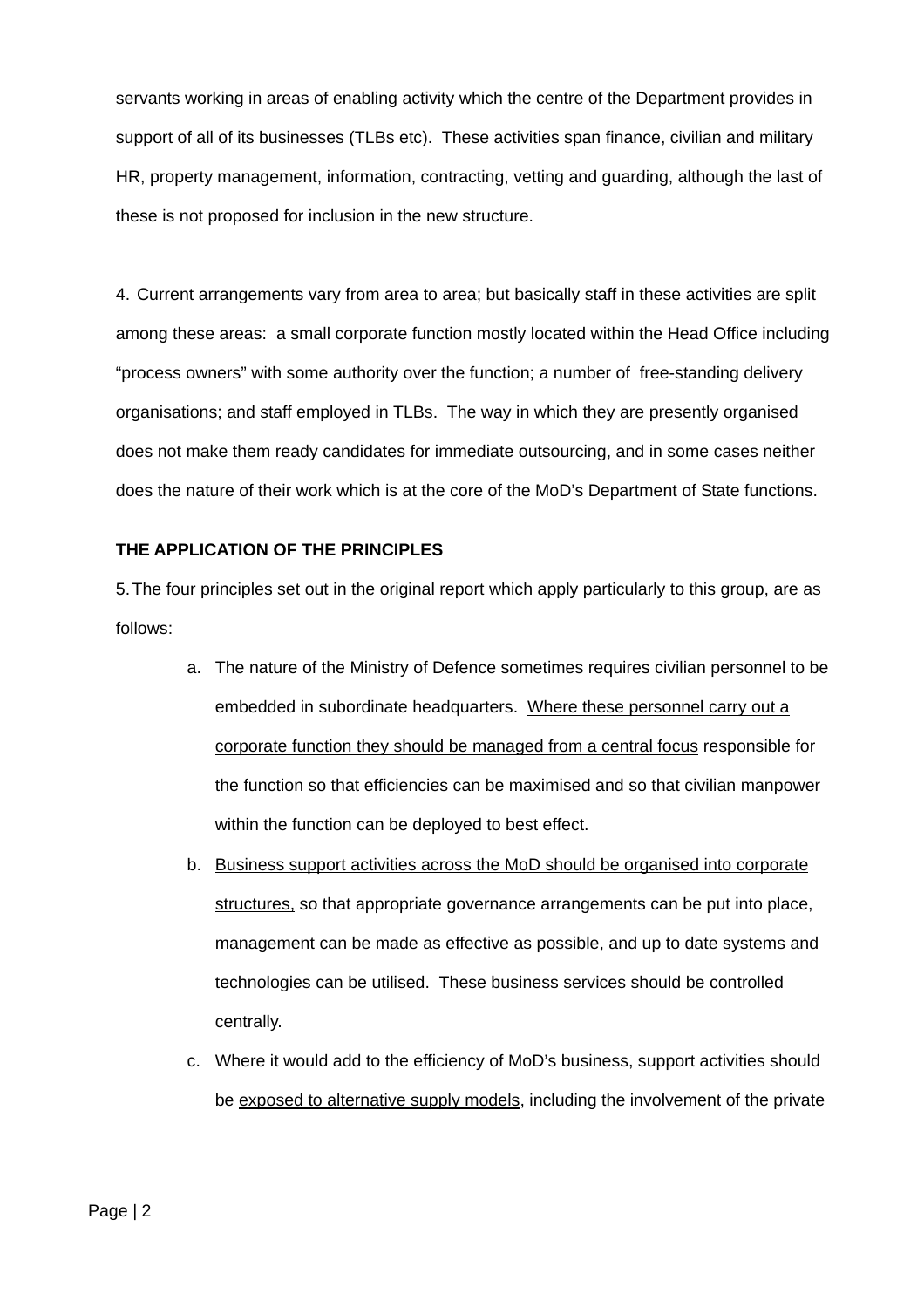servants working in areas of enabling activity which the centre of the Department provides in support of all of its businesses (TLBs etc). These activities span finance, civilian and military HR, property management, information, contracting, vetting and guarding, although the last of these is not proposed for inclusion in the new structure.

4. Current arrangements vary from area to area; but basically staff in these activities are split among these areas: a small corporate function mostly located within the Head Office including "process owners" with some authority over the function; a number of free-standing delivery organisations; and staff employed in TLBs. The way in which they are presently organised does not make them ready candidates for immediate outsourcing, and in some cases neither does the nature of their work which is at the core of the MoD's Department of State functions.

**THE APPLICATION OF THE PRINCIPLES**

5. The four principles set out in the original report which apply particularly to this group, are as follows:

a. The nature of the Ministry of Defence sometimes requires civilian personnel to be embedded in subordinate headquarters. <u>Where these personnel carry out a corporate function they should be managed from a central focus</u> responsible for the function so that efficiencies can be maximised and so that civilian manpower within the function can be deployed to best effect.

b. <u>Business support activities across the MoD should be organised into corporate structures,</u> so that appropriate governance arrangements can be put into place, management can be made as effective as possible, and up to date systems and technologies can be utilised. These business services should be controlled centrally.

c. Where it would add to the efficiency of MoD's business, support activities should be <u>exposed to alternative supply models</u>, including the involvement of the private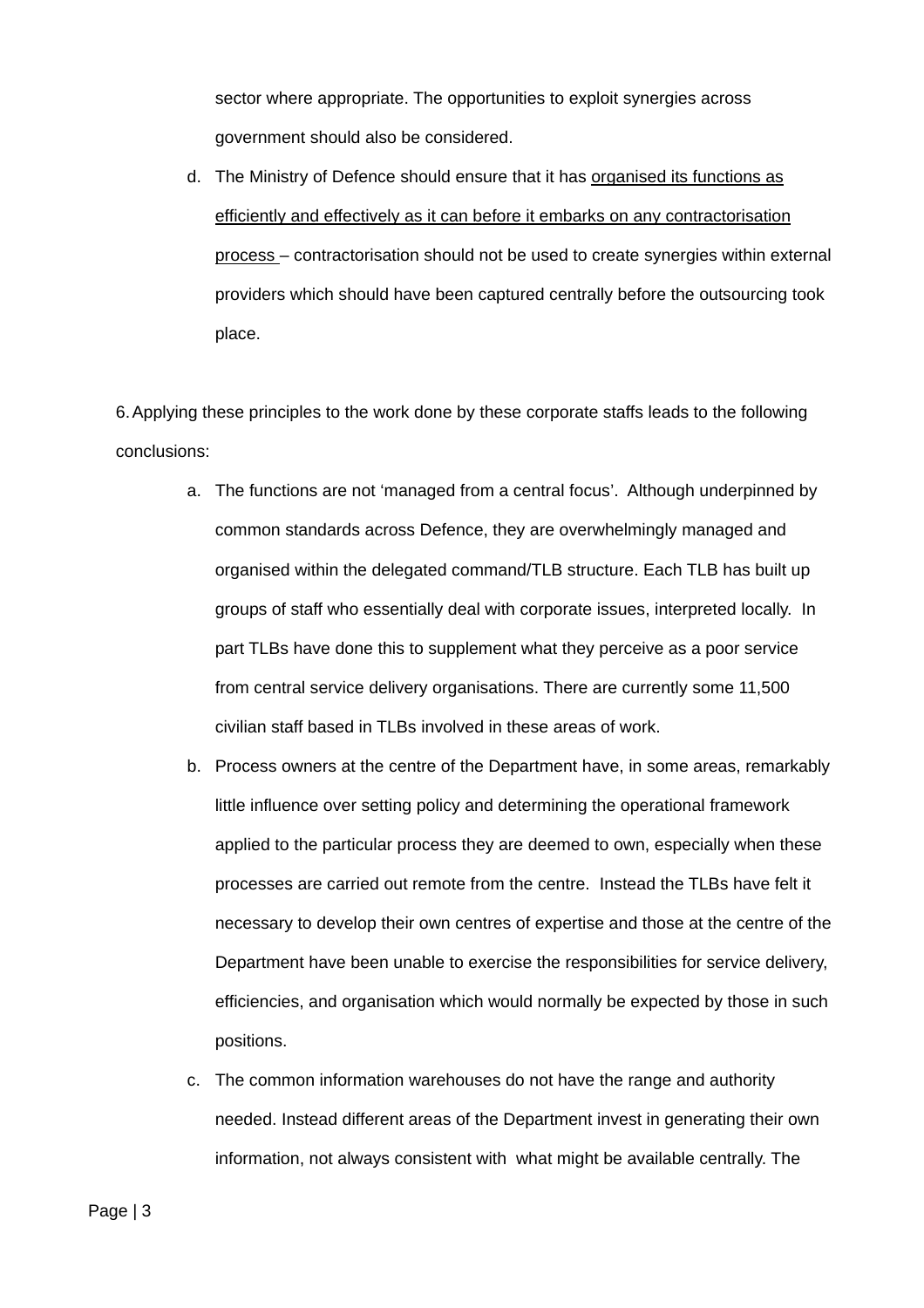sector where appropriate. The opportunities to exploit synergies across government should also be considered.

d. The Ministry of Defence should ensure that it has <u>organised its functions as efficiently and effectively as it can before it embarks on any contractorisation process</u> – contractorisation should not be used to create synergies within external providers which should have been captured centrally before the outsourcing took place.

6. Applying these principles to the work done by these corporate staffs leads to the following conclusions:

a. The functions are not 'managed from a central focus'. Although underpinned by common standards across Defence, they are overwhelmingly managed and organised within the delegated command/TLB structure. Each TLB has built up groups of staff who essentially deal with corporate issues, interpreted locally. In part TLBs have done this to supplement what they perceive as a poor service from central service delivery organisations. There are currently some 11,500 civilian staff based in TLBs involved in these areas of work.

b. Process owners at the centre of the Department have, in some areas, remarkably little influence over setting policy and determining the operational framework applied to the particular process they are deemed to own, especially when these processes are carried out remote from the centre. Instead the TLBs have felt it necessary to develop their own centres of expertise and those at the centre of the Department have been unable to exercise the responsibilities for service delivery, efficiencies, and organisation which would normally be expected by those in such positions.

c. The common information warehouses do not have the range and authority needed. Instead different areas of the Department invest in generating their own information, not always consistent with what might be available centrally. The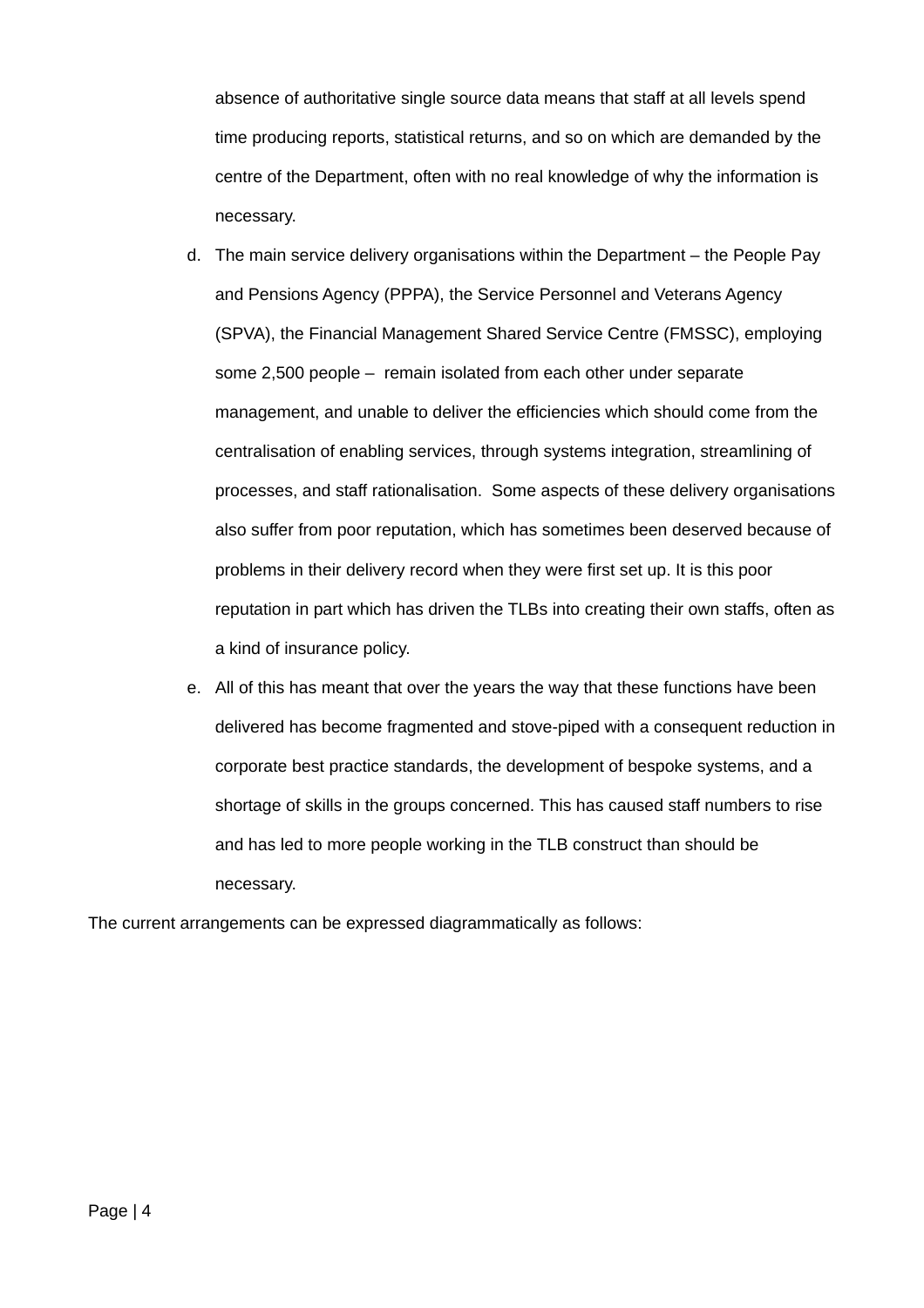absence of authoritative single source data means that staff at all levels spend time producing reports, statistical returns, and so on which are demanded by the centre of the Department, often with no real knowledge of why the information is necessary.

d. The main service delivery organisations within the Department – the People Pay and Pensions Agency (PPPA), the Service Personnel and Veterans Agency (SPVA), the Financial Management Shared Service Centre (FMSSC), employing some 2,500 people – remain isolated from each other under separate management, and unable to deliver the efficiencies which should come from the centralisation of enabling services, through systems integration, streamlining of processes, and staff rationalisation. Some aspects of these delivery organisations also suffer from poor reputation, which has sometimes been deserved because of problems in their delivery record when they were first set up. It is this poor reputation in part which has driven the TLBs into creating their own staffs, often as a kind of insurance policy.

e. All of this has meant that over the years the way that these functions have been delivered has become fragmented and stove-piped with a consequent reduction in corporate best practice standards, the development of bespoke systems, and a shortage of skills in the groups concerned. This has caused staff numbers to rise and has led to more people working in the TLB construct than should be necessary.

The current arrangements can be expressed diagrammatically as follows: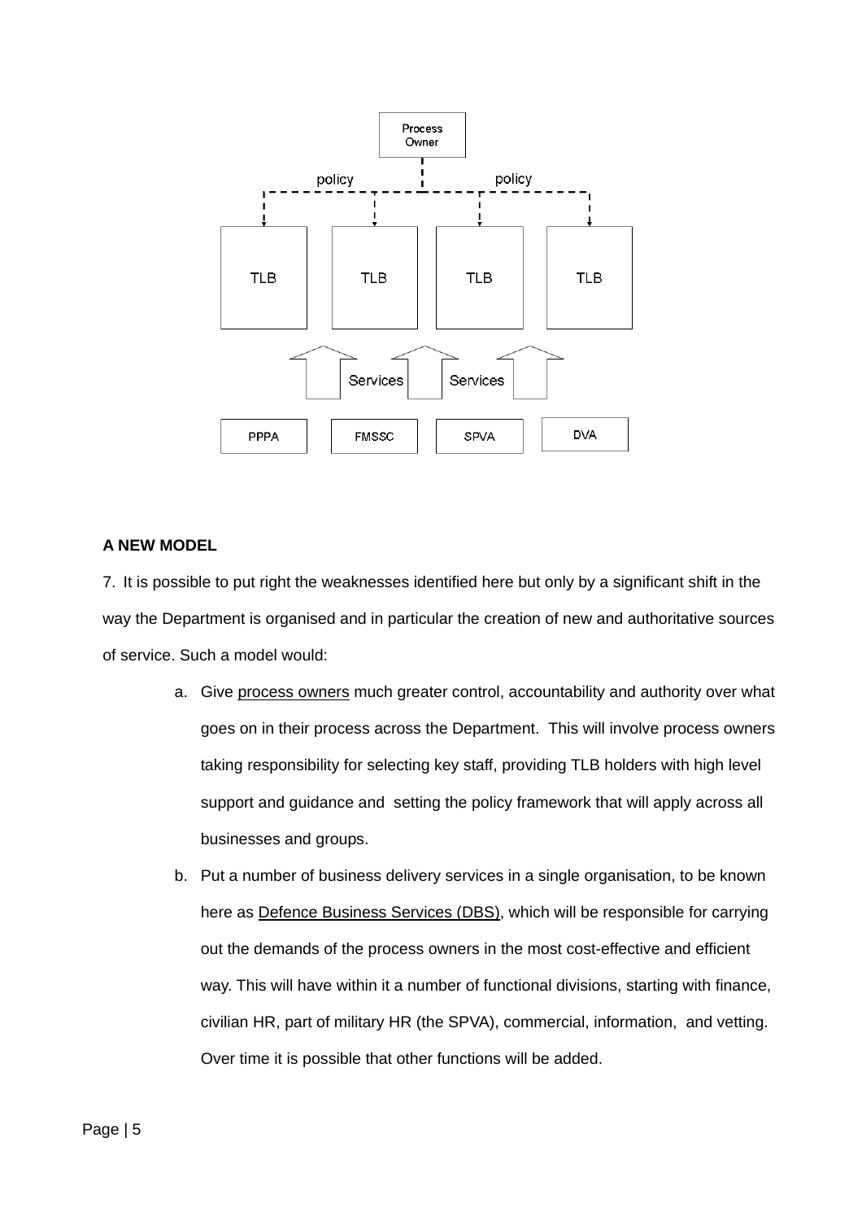## A NEW MODEL

7. It is possible to put right the weaknesses identified here but only by a significant shift in the way the Department is organised and in particular the creation of new and authoritative sources of service. Such a model would:

a. Give <u>process owners</u> much greater control, accountability and authority over what goes on in their process across the Department. This will involve process owners taking responsibility for selecting key staff, providing TLB holders with high level support and guidance and setting the policy framework that will apply across all businesses and groups.

b. Put a number of business delivery services in a single organisation, to be known here as <u>Defence Business Services (DBS)</u>, which will be responsible for carrying out the demands of the process owners in the most cost-effective and efficient way. This will have within it a number of functional divisions, starting with finance, civilian HR, part of military HR (the SPVA), commercial, information, and vetting. Over time it is possible that other functions will be added.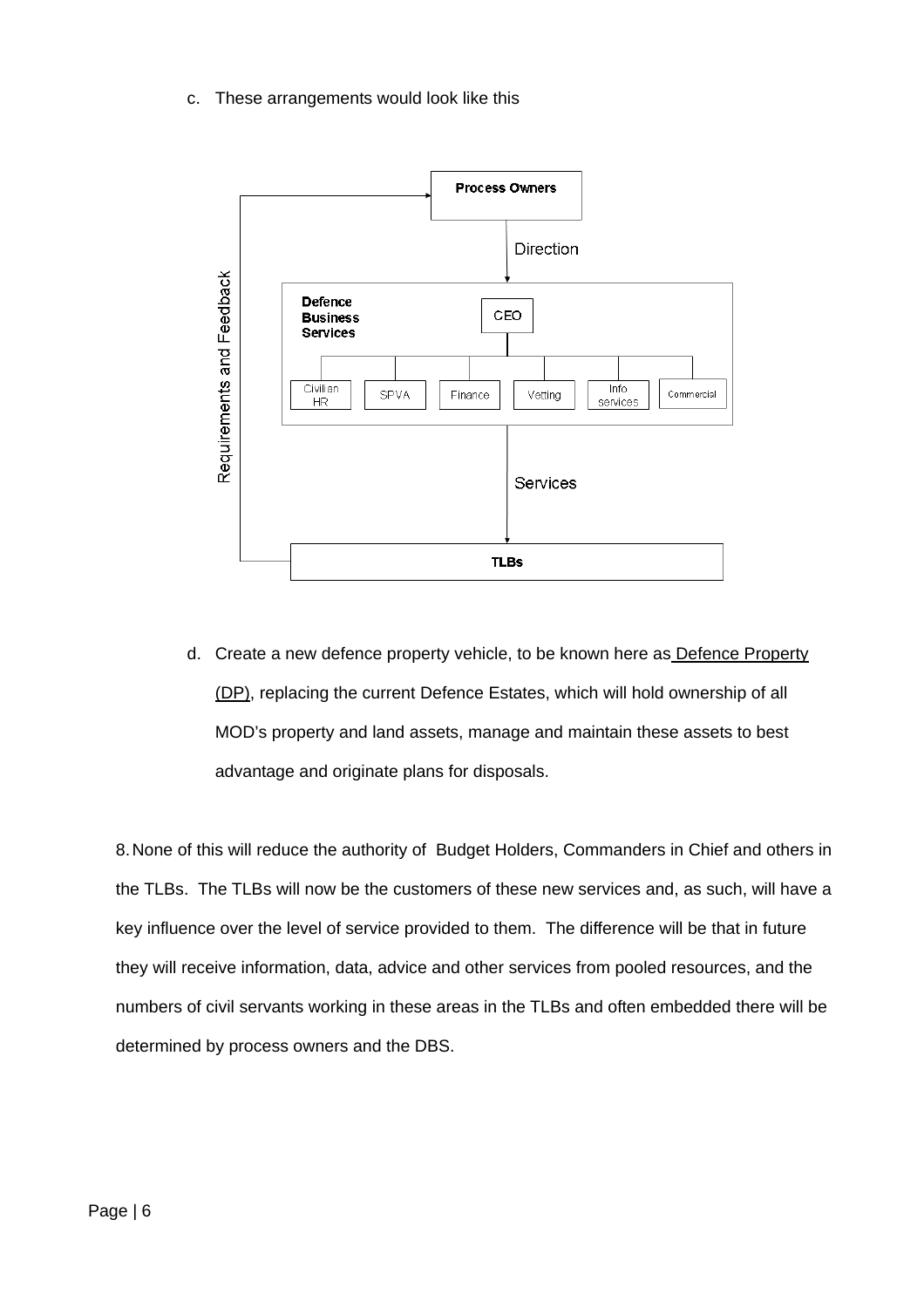c. These arrangements would look like this

d. Create a new defence property vehicle, to be known here as Defence Property (DP), replacing the current Defence Estates, which will hold ownership of all MOD's property and land assets, manage and maintain these assets to best advantage and originate plans for disposals.

8. None of this will reduce the authority of Budget Holders, Commanders in Chief and others in the TLBs. The TLBs will now be the customers of these new services and, as such, will have a key influence over the level of service provided to them. The difference will be that in future they will receive information, data, advice and other services from pooled resources, and the numbers of civil servants working in these areas in the TLBs and often embedded there will be determined by process owners and the DBS.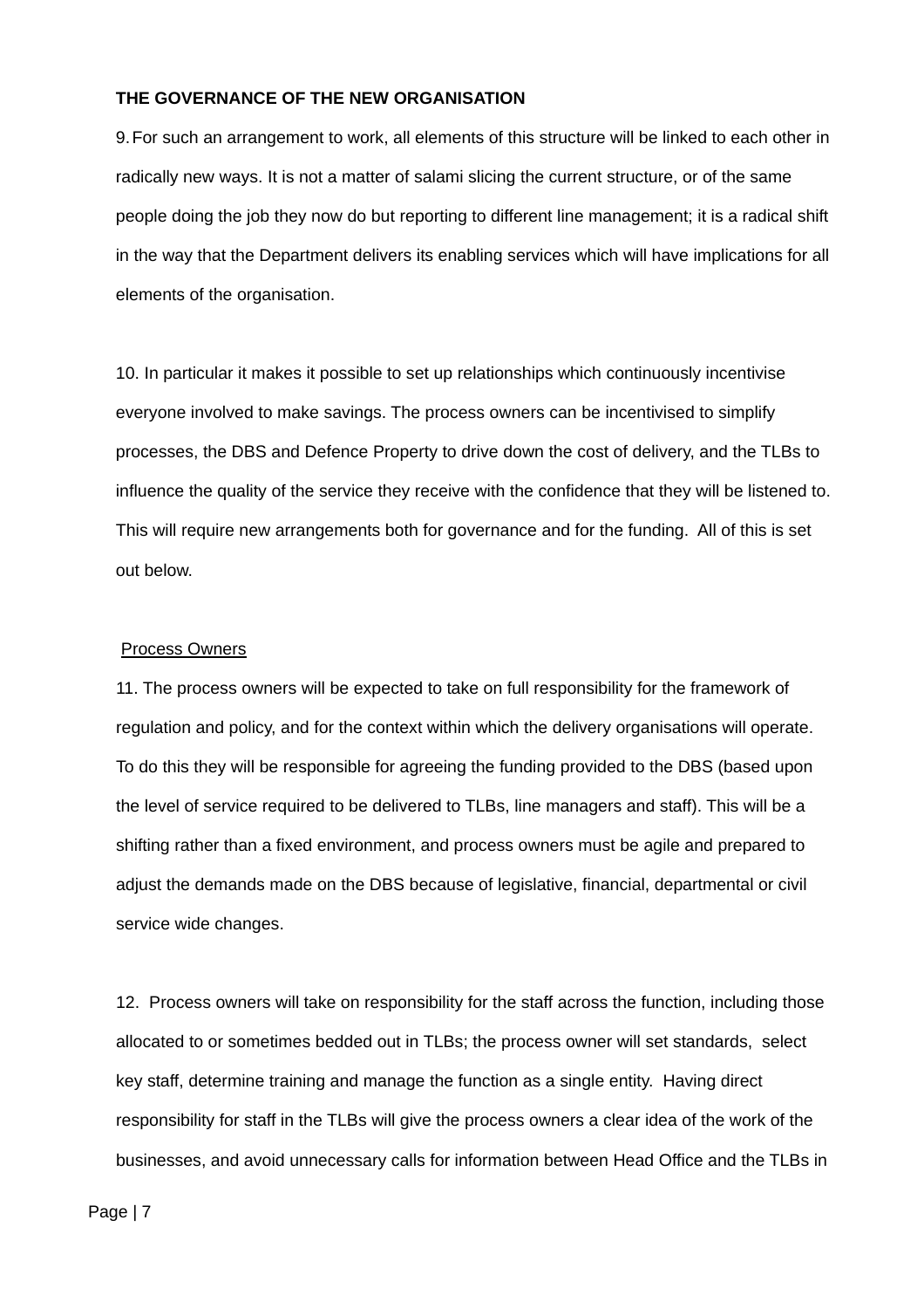**THE GOVERNANCE OF THE NEW ORGANISATION**

9. For such an arrangement to work, all elements of this structure will be linked to each other in radically new ways. It is not a matter of salami slicing the current structure, or of the same people doing the job they now do but reporting to different line management; it is a radical shift in the way that the Department delivers its enabling services which will have implications for all elements of the organisation.

10. In particular it makes it possible to set up relationships which continuously incentivise everyone involved to make savings. The process owners can be incentivised to simplify processes, the DBS and Defence Property to drive down the cost of delivery, and the TLBs to influence the quality of the service they receive with the confidence that they will be listened to. This will require new arrangements both for governance and for the funding. All of this is set out below.

<u>Process Owners</u>

11. The process owners will be expected to take on full responsibility for the framework of regulation and policy, and for the context within which the delivery organisations will operate. To do this they will be responsible for agreeing the funding provided to the DBS (based upon the level of service required to be delivered to TLBs, line managers and staff). This will be a shifting rather than a fixed environment, and process owners must be agile and prepared to adjust the demands made on the DBS because of legislative, financial, departmental or civil service wide changes.

12. Process owners will take on responsibility for the staff across the function, including those allocated to or sometimes bedded out in TLBs; the process owner will set standards, select key staff, determine training and manage the function as a single entity. Having direct responsibility for staff in the TLBs will give the process owners a clear idea of the work of the businesses, and avoid unnecessary calls for information between Head Office and the TLBs in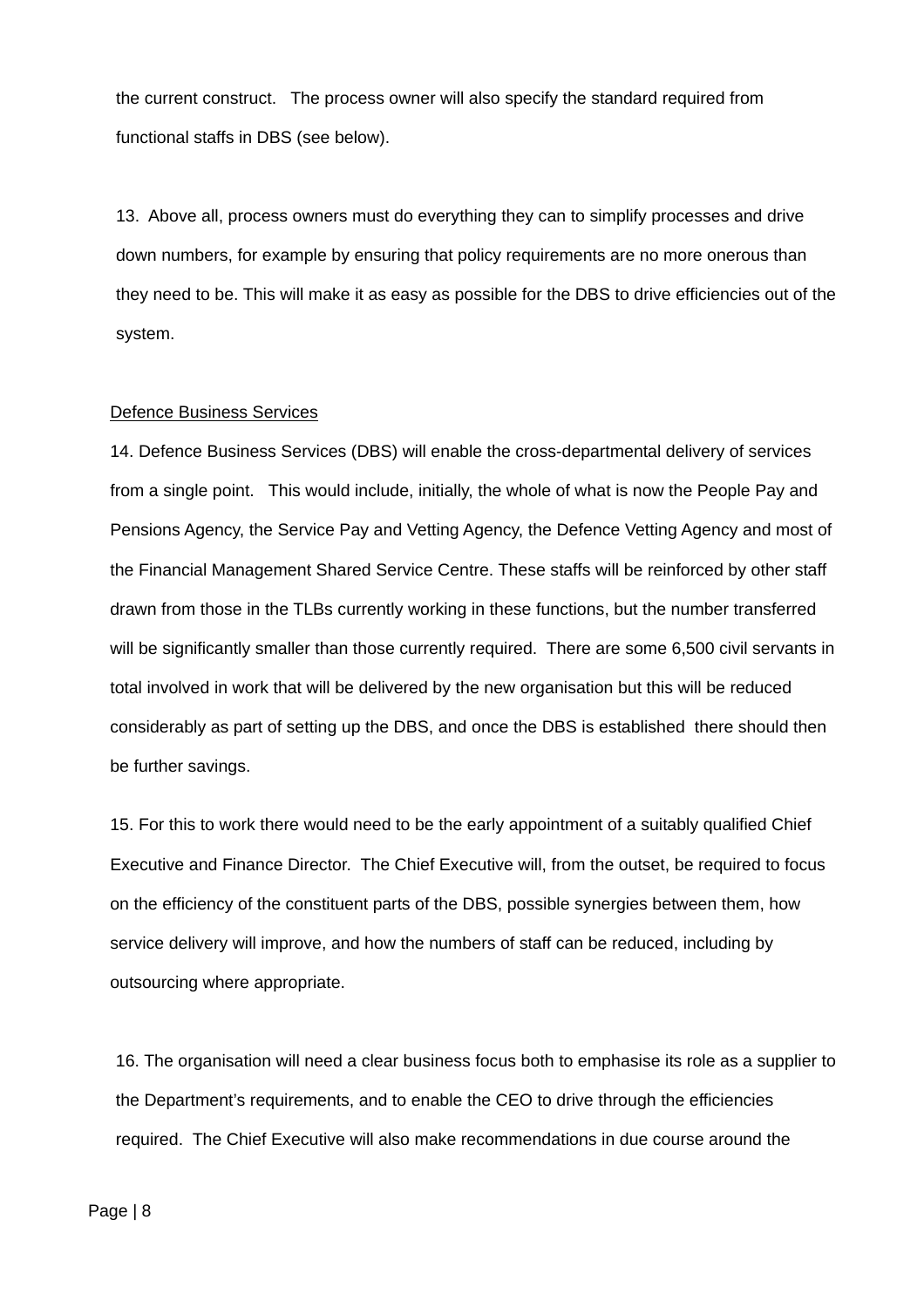the current construct. The process owner will also specify the standard required from functional staffs in DBS (see below).

13. Above all, process owners must do everything they can to simplify processes and drive down numbers, for example by ensuring that policy requirements are no more onerous than they need to be. This will make it as easy as possible for the DBS to drive efficiencies out of the system.

<u>Defence Business Services</u>

14. Defence Business Services (DBS) will enable the cross-departmental delivery of services from a single point. This would include, initially, the whole of what is now the People Pay and Pensions Agency, the Service Pay and Vetting Agency, the Defence Vetting Agency and most of the Financial Management Shared Service Centre. These staffs will be reinforced by other staff drawn from those in the TLBs currently working in these functions, but the number transferred will be significantly smaller than those currently required. There are some 6,500 civil servants in total involved in work that will be delivered by the new organisation but this will be reduced considerably as part of setting up the DBS, and once the DBS is established there should then be further savings.

15. For this to work there would need to be the early appointment of a suitably qualified Chief Executive and Finance Director. The Chief Executive will, from the outset, be required to focus on the efficiency of the constituent parts of the DBS, possible synergies between them, how service delivery will improve, and how the numbers of staff can be reduced, including by outsourcing where appropriate.

16. The organisation will need a clear business focus both to emphasise its role as a supplier to the Department's requirements, and to enable the CEO to drive through the efficiencies required. The Chief Executive will also make recommendations in due course around the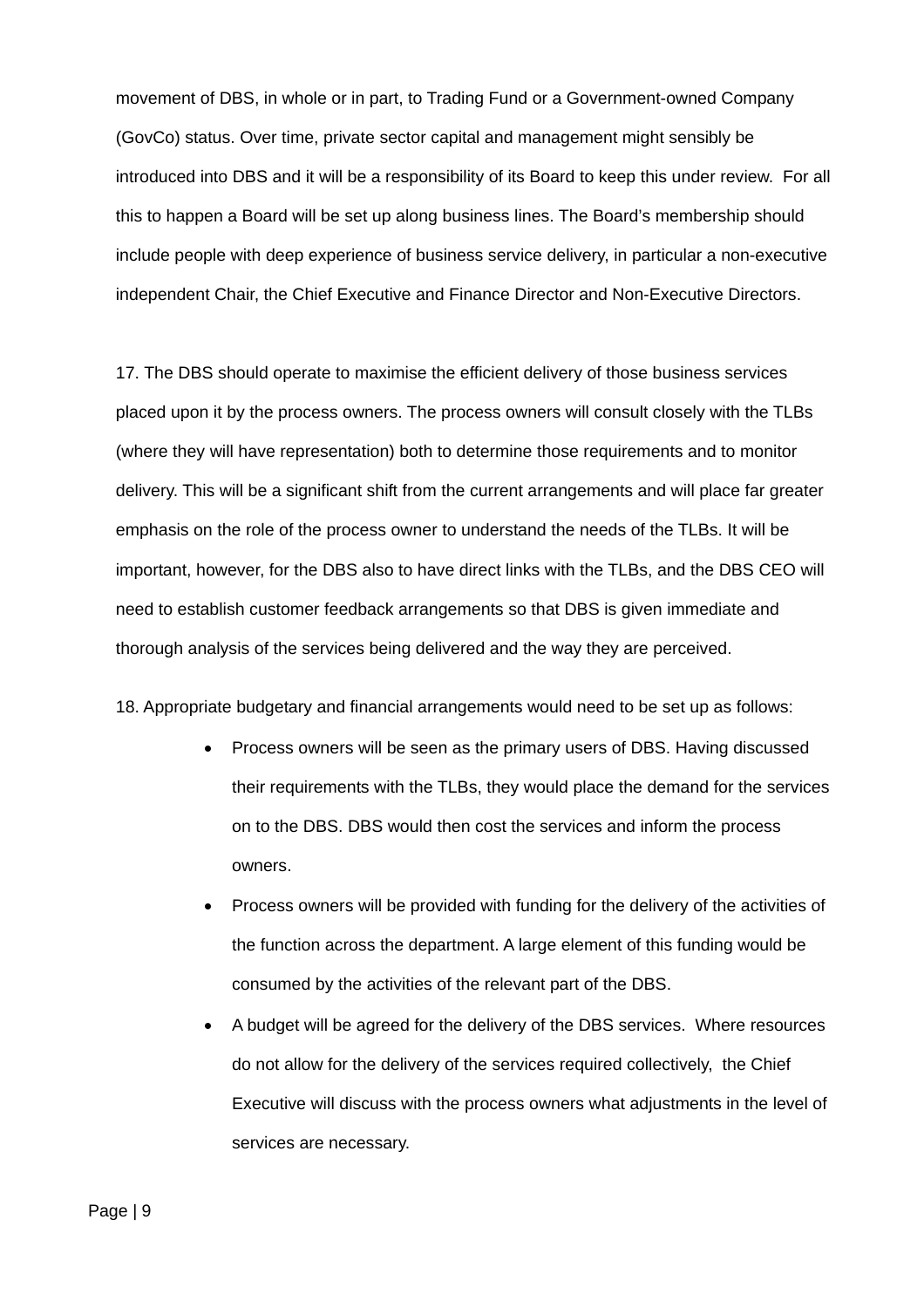movement of DBS, in whole or in part, to Trading Fund or a Government-owned Company (GovCo) status. Over time, private sector capital and management might sensibly be introduced into DBS and it will be a responsibility of its Board to keep this under review. For all this to happen a Board will be set up along business lines. The Board's membership should include people with deep experience of business service delivery, in particular a non-executive independent Chair, the Chief Executive and Finance Director and Non-Executive Directors.

17. The DBS should operate to maximise the efficient delivery of those business services placed upon it by the process owners. The process owners will consult closely with the TLBs (where they will have representation) both to determine those requirements and to monitor delivery. This will be a significant shift from the current arrangements and will place far greater emphasis on the role of the process owner to understand the needs of the TLBs. It will be important, however, for the DBS also to have direct links with the TLBs, and the DBS CEO will need to establish customer feedback arrangements so that DBS is given immediate and thorough analysis of the services being delivered and the way they are perceived.

18. Appropriate budgetary and financial arrangements would need to be set up as follows:

- Process owners will be seen as the primary users of DBS. Having discussed their requirements with the TLBs, they would place the demand for the services on to the DBS. DBS would then cost the services and inform the process owners.
- Process owners will be provided with funding for the delivery of the activities of the function across the department. A large element of this funding would be consumed by the activities of the relevant part of the DBS.
- A budget will be agreed for the delivery of the DBS services. Where resources do not allow for the delivery of the services required collectively, the Chief Executive will discuss with the process owners what adjustments in the level of services are necessary.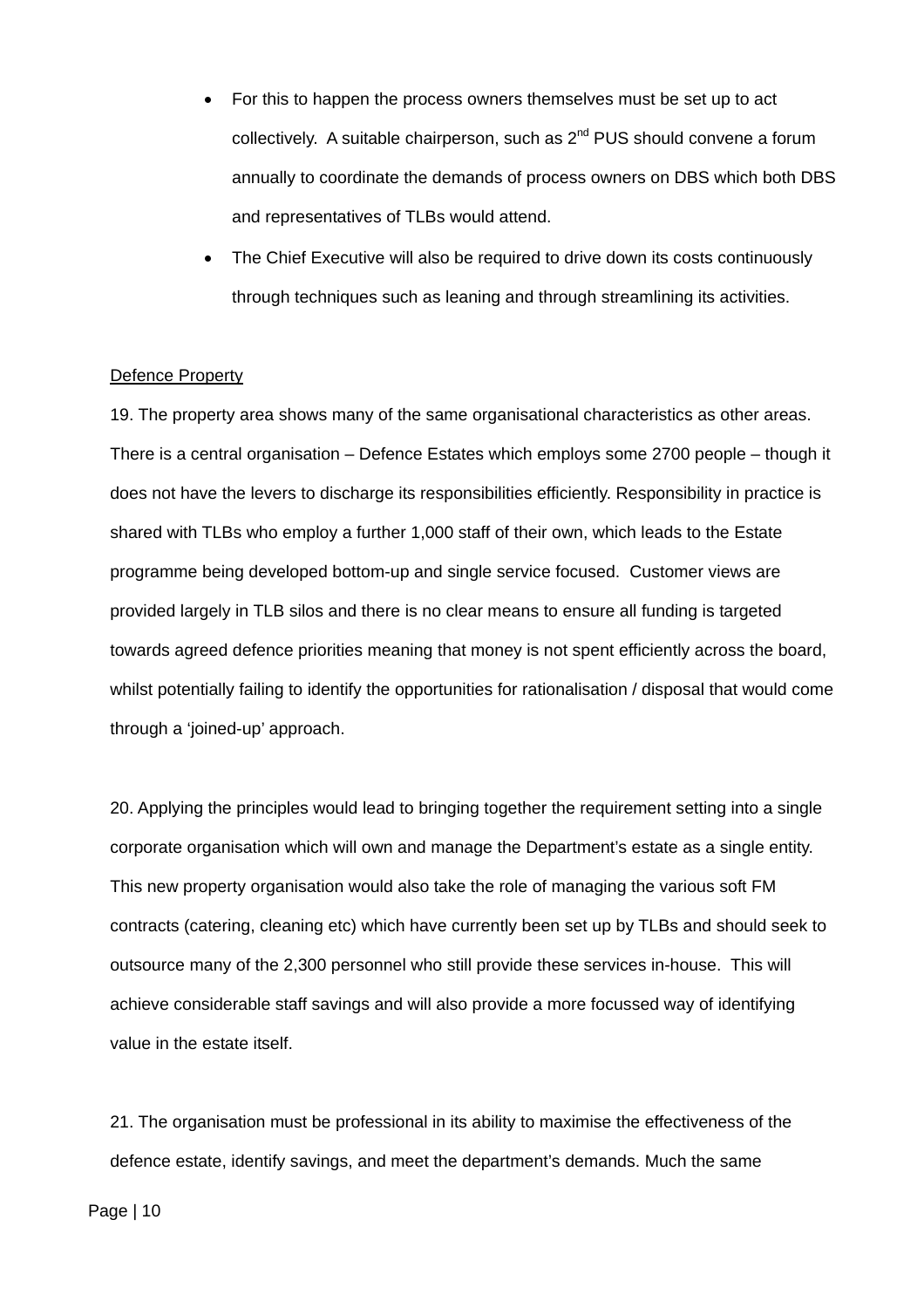- For this to happen the process owners themselves must be set up to act collectively. A suitable chairperson, such as 2nd PUS should convene a forum annually to coordinate the demands of process owners on DBS which both DBS and representatives of TLBs would attend.
- The Chief Executive will also be required to drive down its costs continuously through techniques such as leaning and through streamlining its activities.

Defence Property

19. The property area shows many of the same organisational characteristics as other areas. There is a central organisation – Defence Estates which employs some 2700 people – though it does not have the levers to discharge its responsibilities efficiently. Responsibility in practice is shared with TLBs who employ a further 1,000 staff of their own, which leads to the Estate programme being developed bottom-up and single service focused. Customer views are provided largely in TLB silos and there is no clear means to ensure all funding is targeted towards agreed defence priorities meaning that money is not spent efficiently across the board, whilst potentially failing to identify the opportunities for rationalisation / disposal that would come through a 'joined-up' approach.

20. Applying the principles would lead to bringing together the requirement setting into a single corporate organisation which will own and manage the Department's estate as a single entity. This new property organisation would also take the role of managing the various soft FM contracts (catering, cleaning etc) which have currently been set up by TLBs and should seek to outsource many of the 2,300 personnel who still provide these services in-house. This will achieve considerable staff savings and will also provide a more focussed way of identifying value in the estate itself.

21. The organisation must be professional in its ability to maximise the effectiveness of the defence estate, identify savings, and meet the department's demands. Much the same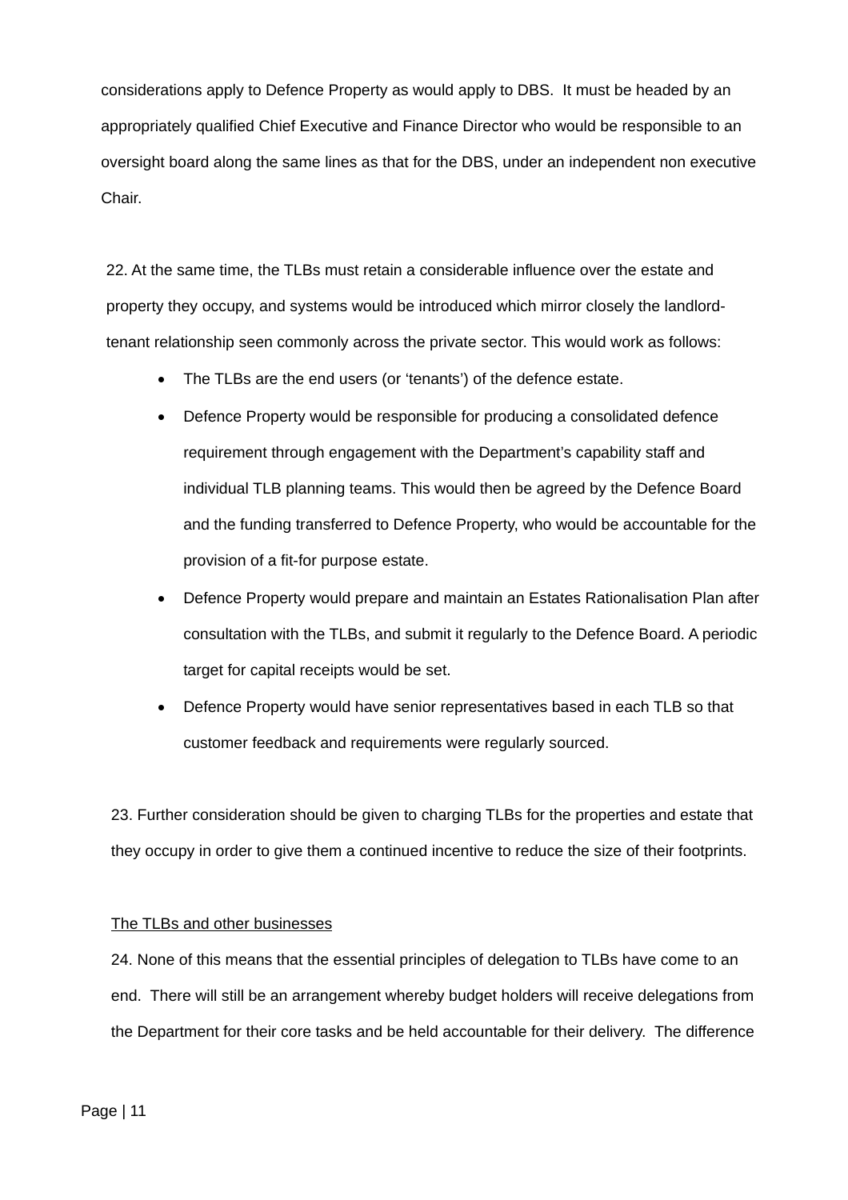considerations apply to Defence Property as would apply to DBS.  It must be headed by an appropriately qualified Chief Executive and Finance Director who would be responsible to an oversight board along the same lines as that for the DBS, under an independent non executive Chair.

22. At the same time, the TLBs must retain a considerable influence over the estate and property they occupy, and systems would be introduced which mirror closely the landlord-tenant relationship seen commonly across the private sector. This would work as follows:

- The TLBs are the end users (or 'tenants') of the defence estate.
- Defence Property would be responsible for producing a consolidated defence requirement through engagement with the Department's capability staff and individual TLB planning teams. This would then be agreed by the Defence Board and the funding transferred to Defence Property, who would be accountable for the provision of a fit-for purpose estate.
- Defence Property would prepare and maintain an Estates Rationalisation Plan after consultation with the TLBs, and submit it regularly to the Defence Board. A periodic target for capital receipts would be set.
- Defence Property would have senior representatives based in each TLB so that customer feedback and requirements were regularly sourced.

23. Further consideration should be given to charging TLBs for the properties and estate that they occupy in order to give them a continued incentive to reduce the size of their footprints.

<u>The TLBs and other businesses</u>

24. None of this means that the essential principles of delegation to TLBs have come to an end.  There will still be an arrangement whereby budget holders will receive delegations from the Department for their core tasks and be held accountable for their delivery.  The difference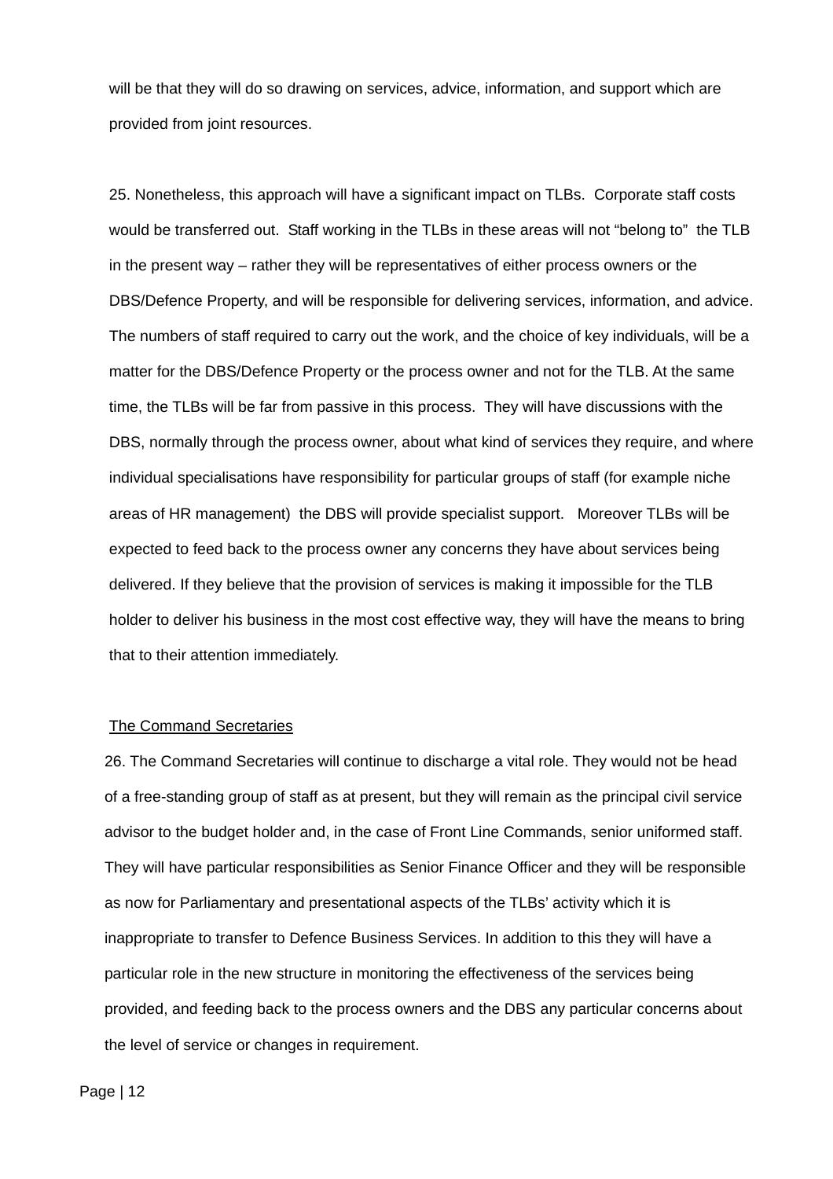will be that they will do so drawing on services, advice, information, and support which are provided from joint resources.

25. Nonetheless, this approach will have a significant impact on TLBs. Corporate staff costs would be transferred out. Staff working in the TLBs in these areas will not "belong to" the TLB in the present way – rather they will be representatives of either process owners or the DBS/Defence Property, and will be responsible for delivering services, information, and advice. The numbers of staff required to carry out the work, and the choice of key individuals, will be a matter for the DBS/Defence Property or the process owner and not for the TLB. At the same time, the TLBs will be far from passive in this process. They will have discussions with the DBS, normally through the process owner, about what kind of services they require, and where individual specialisations have responsibility for particular groups of staff (for example niche areas of HR management) the DBS will provide specialist support. Moreover TLBs will be expected to feed back to the process owner any concerns they have about services being delivered. If they believe that the provision of services is making it impossible for the TLB holder to deliver his business in the most cost effective way, they will have the means to bring that to their attention immediately.

<u>The Command Secretaries</u>

26. The Command Secretaries will continue to discharge a vital role. They would not be head of a free-standing group of staff as at present, but they will remain as the principal civil service advisor to the budget holder and, in the case of Front Line Commands, senior uniformed staff. They will have particular responsibilities as Senior Finance Officer and they will be responsible as now for Parliamentary and presentational aspects of the TLBs' activity which it is inappropriate to transfer to Defence Business Services. In addition to this they will have a particular role in the new structure in monitoring the effectiveness of the services being provided, and feeding back to the process owners and the DBS any particular concerns about the level of service or changes in requirement.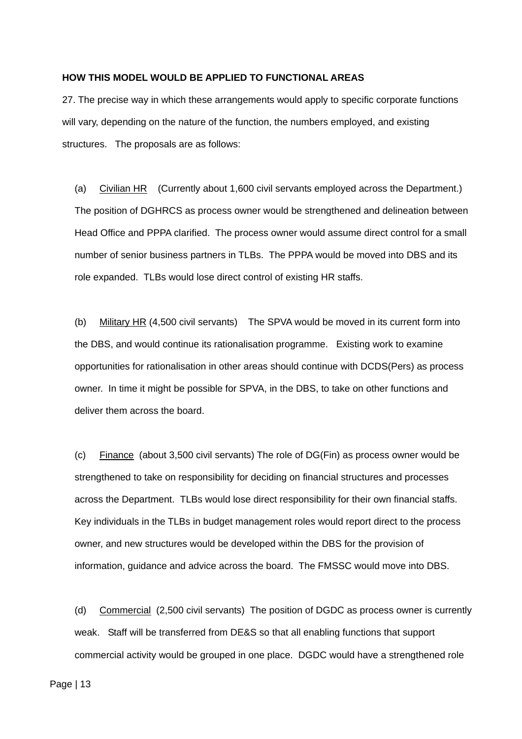**HOW THIS MODEL WOULD BE APPLIED TO FUNCTIONAL AREAS**

27. The precise way in which these arrangements would apply to specific corporate functions will vary, depending on the nature of the function, the numbers employed, and existing structures. The proposals are as follows:

(a) Civilian HR (Currently about 1,600 civil servants employed across the Department.) The position of DGHRCS as process owner would be strengthened and delineation between Head Office and PPPA clarified. The process owner would assume direct control for a small number of senior business partners in TLBs. The PPPA would be moved into DBS and its role expanded. TLBs would lose direct control of existing HR staffs.

(b) Military HR (4,500 civil servants) The SPVA would be moved in its current form into the DBS, and would continue its rationalisation programme. Existing work to examine opportunities for rationalisation in other areas should continue with DCDS(Pers) as process owner. In time it might be possible for SPVA, in the DBS, to take on other functions and deliver them across the board.

(c) Finance (about 3,500 civil servants) The role of DG(Fin) as process owner would be strengthened to take on responsibility for deciding on financial structures and processes across the Department. TLBs would lose direct responsibility for their own financial staffs. Key individuals in the TLBs in budget management roles would report direct to the process owner, and new structures would be developed within the DBS for the provision of information, guidance and advice across the board. The FMSSC would move into DBS.

(d) Commercial (2,500 civil servants) The position of DGDC as process owner is currently weak. Staff will be transferred from DE&S so that all enabling functions that support commercial activity would be grouped in one place. DGDC would have a strengthened role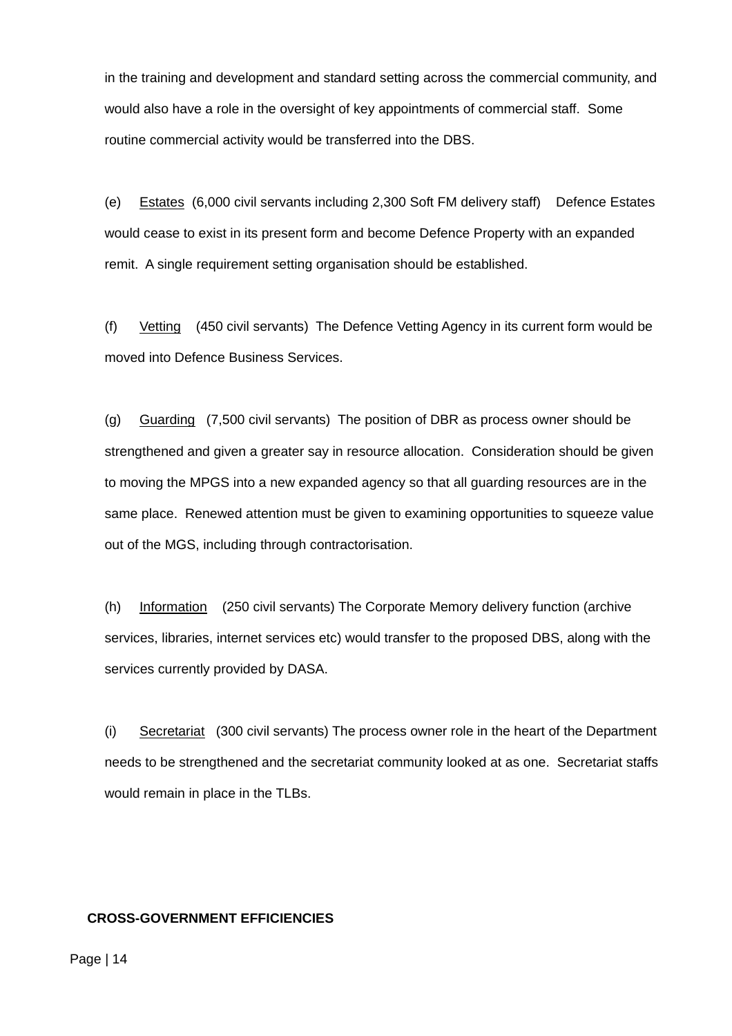in the training and development and standard setting across the commercial community, and would also have a role in the oversight of key appointments of commercial staff. Some routine commercial activity would be transferred into the DBS.

(e) <u>Estates</u> (6,000 civil servants including 2,300 Soft FM delivery staff) Defence Estates would cease to exist in its present form and become Defence Property with an expanded remit. A single requirement setting organisation should be established.

(f) <u>Vetting</u> (450 civil servants) The Defence Vetting Agency in its current form would be moved into Defence Business Services.

(g) <u>Guarding</u> (7,500 civil servants) The position of DBR as process owner should be strengthened and given a greater say in resource allocation. Consideration should be given to moving the MPGS into a new expanded agency so that all guarding resources are in the same place. Renewed attention must be given to examining opportunities to squeeze value out of the MGS, including through contractorisation.

(h) <u>Information</u> (250 civil servants) The Corporate Memory delivery function (archive services, libraries, internet services etc) would transfer to the proposed DBS, along with the services currently provided by DASA.

(i) <u>Secretariat</u> (300 civil servants) The process owner role in the heart of the Department needs to be strengthened and the secretariat community looked at as one. Secretariat staffs would remain in place in the TLBs.

**CROSS-GOVERNMENT EFFICIENCIES**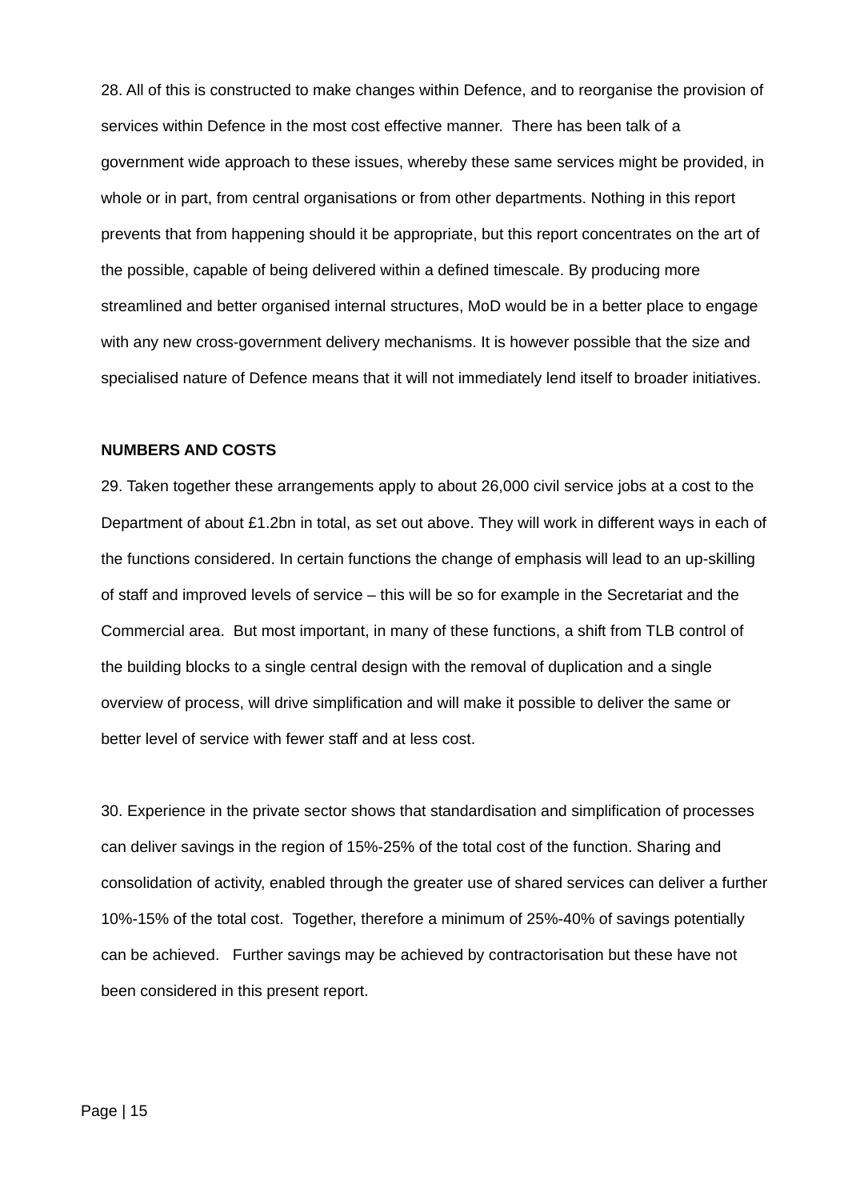28. All of this is constructed to make changes within Defence, and to reorganise the provision of services within Defence in the most cost effective manner. There has been talk of a government wide approach to these issues, whereby these same services might be provided, in whole or in part, from central organisations or from other departments. Nothing in this report prevents that from happening should it be appropriate, but this report concentrates on the art of the possible, capable of being delivered within a defined timescale. By producing more streamlined and better organised internal structures, MoD would be in a better place to engage with any new cross-government delivery mechanisms. It is however possible that the size and specialised nature of Defence means that it will not immediately lend itself to broader initiatives.

**NUMBERS AND COSTS**

29. Taken together these arrangements apply to about 26,000 civil service jobs at a cost to the Department of about £1.2bn in total, as set out above. They will work in different ways in each of the functions considered. In certain functions the change of emphasis will lead to an up-skilling of staff and improved levels of service – this will be so for example in the Secretariat and the Commercial area. But most important, in many of these functions, a shift from TLB control of the building blocks to a single central design with the removal of duplication and a single overview of process, will drive simplification and will make it possible to deliver the same or better level of service with fewer staff and at less cost.

30. Experience in the private sector shows that standardisation and simplification of processes can deliver savings in the region of 15%-25% of the total cost of the function. Sharing and consolidation of activity, enabled through the greater use of shared services can deliver a further 10%-15% of the total cost. Together, therefore a minimum of 25%-40% of savings potentially can be achieved. Further savings may be achieved by contractorisation but these have not been considered in this present report.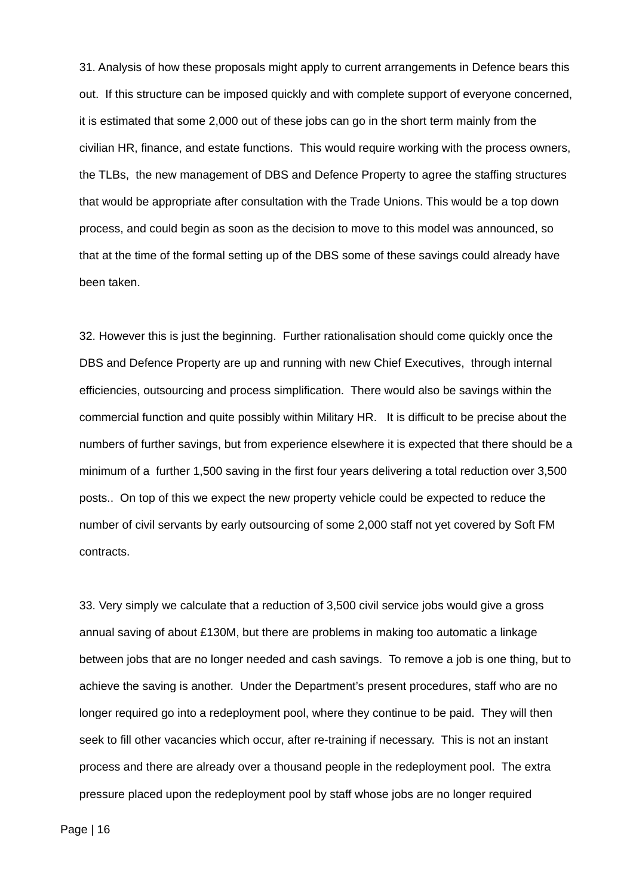31. Analysis of how these proposals might apply to current arrangements in Defence bears this out. If this structure can be imposed quickly and with complete support of everyone concerned, it is estimated that some 2,000 out of these jobs can go in the short term mainly from the civilian HR, finance, and estate functions. This would require working with the process owners, the TLBs, the new management of DBS and Defence Property to agree the staffing structures that would be appropriate after consultation with the Trade Unions. This would be a top down process, and could begin as soon as the decision to move to this model was announced, so that at the time of the formal setting up of the DBS some of these savings could already have been taken.

32. However this is just the beginning. Further rationalisation should come quickly once the DBS and Defence Property are up and running with new Chief Executives, through internal efficiencies, outsourcing and process simplification. There would also be savings within the commercial function and quite possibly within Military HR. It is difficult to be precise about the numbers of further savings, but from experience elsewhere it is expected that there should be a minimum of a further 1,500 saving in the first four years delivering a total reduction over 3,500 posts.. On top of this we expect the new property vehicle could be expected to reduce the number of civil servants by early outsourcing of some 2,000 staff not yet covered by Soft FM contracts.

33. Very simply we calculate that a reduction of 3,500 civil service jobs would give a gross annual saving of about £130M, but there are problems in making too automatic a linkage between jobs that are no longer needed and cash savings. To remove a job is one thing, but to achieve the saving is another. Under the Department's present procedures, staff who are no longer required go into a redeployment pool, where they continue to be paid. They will then seek to fill other vacancies which occur, after re-training if necessary. This is not an instant process and there are already over a thousand people in the redeployment pool. The extra pressure placed upon the redeployment pool by staff whose jobs are no longer required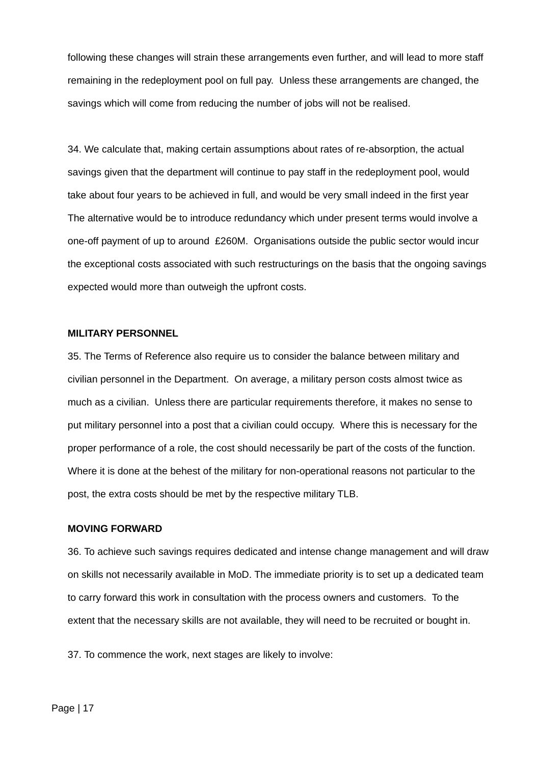following these changes will strain these arrangements even further, and will lead to more staff remaining in the redeployment pool on full pay. Unless these arrangements are changed, the savings which will come from reducing the number of jobs will not be realised.

34. We calculate that, making certain assumptions about rates of re-absorption, the actual savings given that the department will continue to pay staff in the redeployment pool, would take about four years to be achieved in full, and would be very small indeed in the first year The alternative would be to introduce redundancy which under present terms would involve a one-off payment of up to around £260M. Organisations outside the public sector would incur the exceptional costs associated with such restructurings on the basis that the ongoing savings expected would more than outweigh the upfront costs.

**MILITARY PERSONNEL**

35. The Terms of Reference also require us to consider the balance between military and civilian personnel in the Department. On average, a military person costs almost twice as much as a civilian. Unless there are particular requirements therefore, it makes no sense to put military personnel into a post that a civilian could occupy. Where this is necessary for the proper performance of a role, the cost should necessarily be part of the costs of the function. Where it is done at the behest of the military for non-operational reasons not particular to the post, the extra costs should be met by the respective military TLB.

**MOVING FORWARD**

36. To achieve such savings requires dedicated and intense change management and will draw on skills not necessarily available in MoD. The immediate priority is to set up a dedicated team to carry forward this work in consultation with the process owners and customers. To the extent that the necessary skills are not available, they will need to be recruited or bought in.

37. To commence the work, next stages are likely to involve: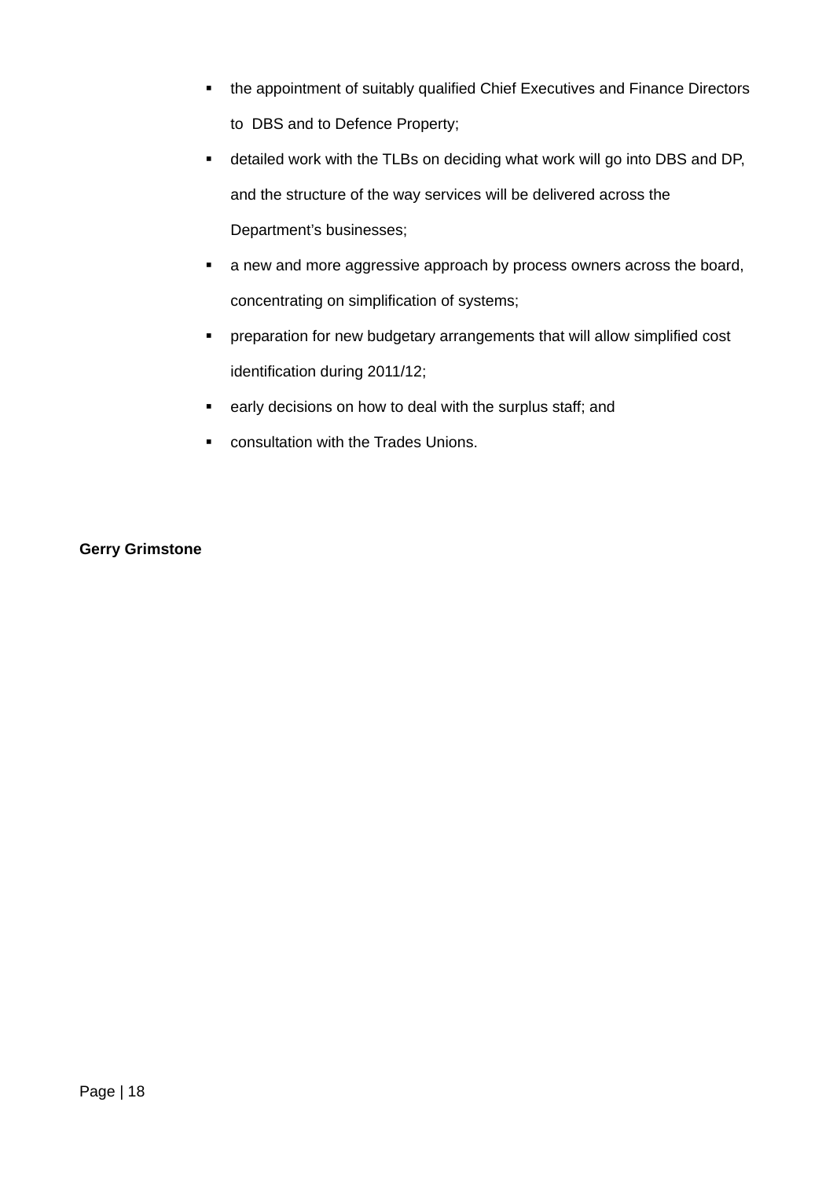- the appointment of suitably qualified Chief Executives and Finance Directors to DBS and to Defence Property;
- detailed work with the TLBs on deciding what work will go into DBS and DP, and the structure of the way services will be delivered across the Department's businesses;
- a new and more aggressive approach by process owners across the board, concentrating on simplification of systems;
- preparation for new budgetary arrangements that will allow simplified cost identification during 2011/12;
- early decisions on how to deal with the surplus staff; and
- consultation with the Trades Unions.

**Gerry Grimstone**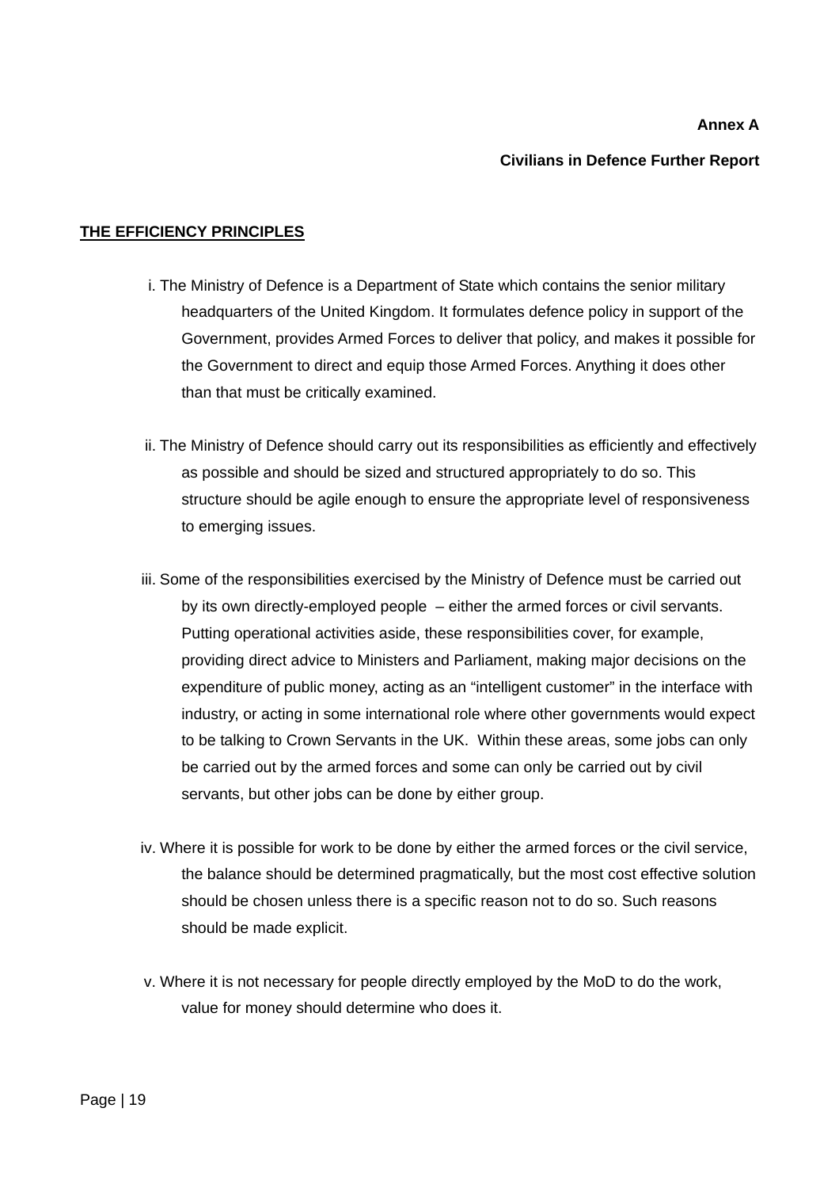**Annex A**

**Civilians in Defence Further Report**

**THE EFFICIENCY PRINCIPLES**

i. The Ministry of Defence is a Department of State which contains the senior military headquarters of the United Kingdom. It formulates defence policy in support of the Government, provides Armed Forces to deliver that policy, and makes it possible for the Government to direct and equip those Armed Forces. Anything it does other than that must be critically examined.

ii. The Ministry of Defence should carry out its responsibilities as efficiently and effectively as possible and should be sized and structured appropriately to do so. This structure should be agile enough to ensure the appropriate level of responsiveness to emerging issues.

iii. Some of the responsibilities exercised by the Ministry of Defence must be carried out by its own directly-employed people – either the armed forces or civil servants. Putting operational activities aside, these responsibilities cover, for example, providing direct advice to Ministers and Parliament, making major decisions on the expenditure of public money, acting as an "intelligent customer" in the interface with industry, or acting in some international role where other governments would expect to be talking to Crown Servants in the UK. Within these areas, some jobs can only be carried out by the armed forces and some can only be carried out by civil servants, but other jobs can be done by either group.

iv. Where it is possible for work to be done by either the armed forces or the civil service, the balance should be determined pragmatically, but the most cost effective solution should be chosen unless there is a specific reason not to do so. Such reasons should be made explicit.

v. Where it is not necessary for people directly employed by the MoD to do the work, value for money should determine who does it.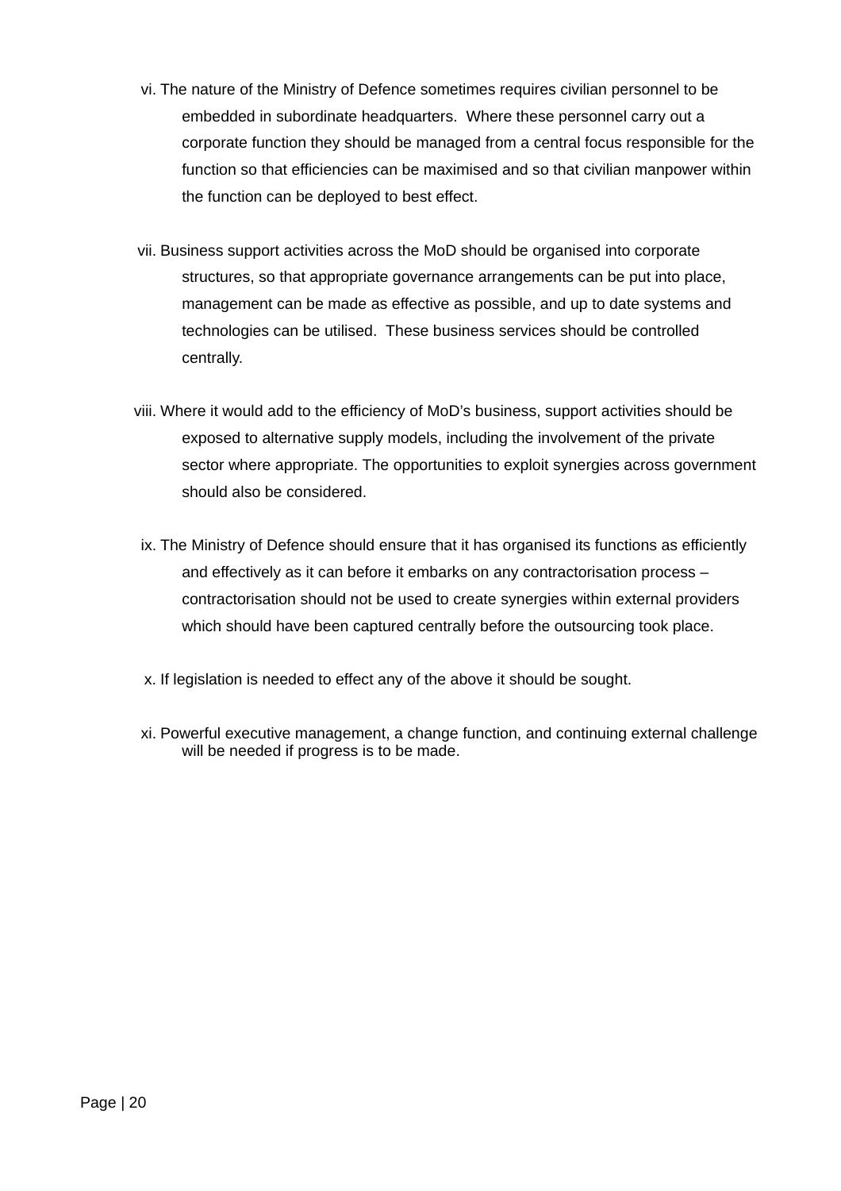vi. The nature of the Ministry of Defence sometimes requires civilian personnel to be embedded in subordinate headquarters.  Where these personnel carry out a corporate function they should be managed from a central focus responsible for the function so that efficiencies can be maximised and so that civilian manpower within the function can be deployed to best effect.

vii. Business support activities across the MoD should be organised into corporate structures, so that appropriate governance arrangements can be put into place, management can be made as effective as possible, and up to date systems and technologies can be utilised.  These business services should be controlled centrally.

viii. Where it would add to the efficiency of MoD's business, support activities should be exposed to alternative supply models, including the involvement of the private sector where appropriate. The opportunities to exploit synergies across government should also be considered.

ix. The Ministry of Defence should ensure that it has organised its functions as efficiently and effectively as it can before it embarks on any contractorisation process – contractorisation should not be used to create synergies within external providers which should have been captured centrally before the outsourcing took place.

x. If legislation is needed to effect any of the above it should be sought.

xi. Powerful executive management, a change function, and continuing external challenge will be needed if progress is to be made.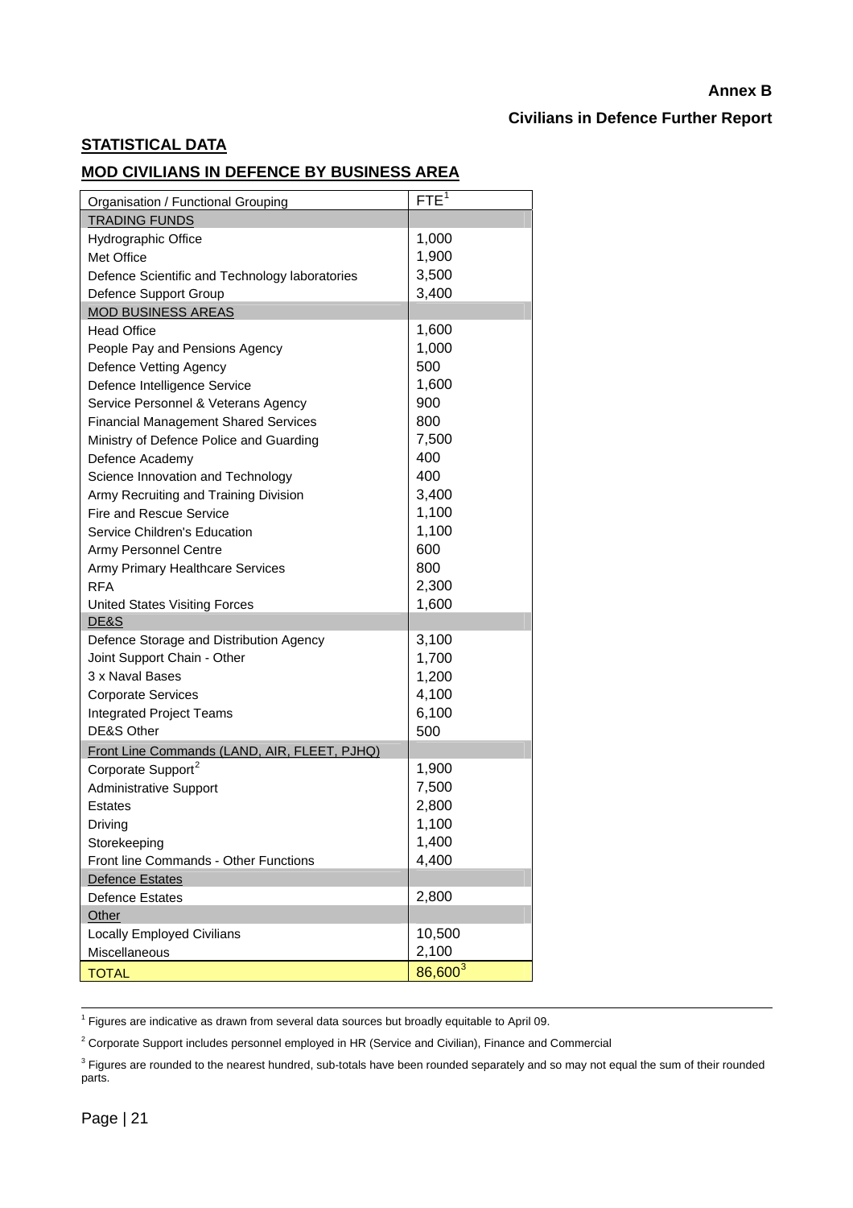**Annex B**

**Civilians in Defence Further Report**

## STATISTICAL DATA

## MOD CIVILIANS IN DEFENCE BY BUSINESS AREA

| Organisation / Functional Grouping | FTE[1] |
|---|---|
| TRADING FUNDS | |
| Hydrographic Office | 1,000 |
| Met Office | 1,900 |
| Defence Scientific and Technology laboratories | 3,500 |
| Defence Support Group | 3,400 |
| MOD BUSINESS AREAS | |
| Head Office | 1,600 |
| People Pay and Pensions Agency | 1,000 |
| Defence Vetting Agency | 500 |
| Defence Intelligence Service | 1,600 |
| Service Personnel & Veterans Agency | 900 |
| Financial Management Shared Services | 800 |
| Ministry of Defence Police and Guarding | 7,500 |
| Defence Academy | 400 |
| Science Innovation and Technology | 400 |
| Army Recruiting and Training Division | 3,400 |
| Fire and Rescue Service | 1,100 |
| Service Children's Education | 1,100 |
| Army Personnel Centre | 600 |
| Army Primary Healthcare Services | 800 |
| RFA | 2,300 |
| United States Visiting Forces | 1,600 |
| DE&S | |
| Defence Storage and Distribution Agency | 3,100 |
| Joint Support Chain - Other | 1,700 |
| 3 x Naval Bases | 1,200 |
| Corporate Services | 4,100 |
| Integrated Project Teams | 6,100 |
| DE&S Other | 500 |
| Front Line Commands (LAND, AIR, FLEET, PJHQ) | |
| Corporate Support[2] | 1,900 |
| Administrative Support | 7,500 |
| Estates | 2,800 |
| Driving | 1,100 |
| Storekeeping | 1,400 |
| Front line Commands - Other Functions | 4,400 |
| Defence Estates | |
| Defence Estates | 2,800 |
| Other | |
| Locally Employed Civilians | 10,500 |
| Miscellaneous | 2,100 |
| TOTAL | 86,600[3] |

[1] Figures are indicative as drawn from several data sources but broadly equitable to April 09.

[2] Corporate Support includes personnel employed in HR (Service and Civilian), Finance and Commercial

[3] Figures are rounded to the nearest hundred, sub-totals have been rounded separately and so may not equal the sum of their rounded parts.